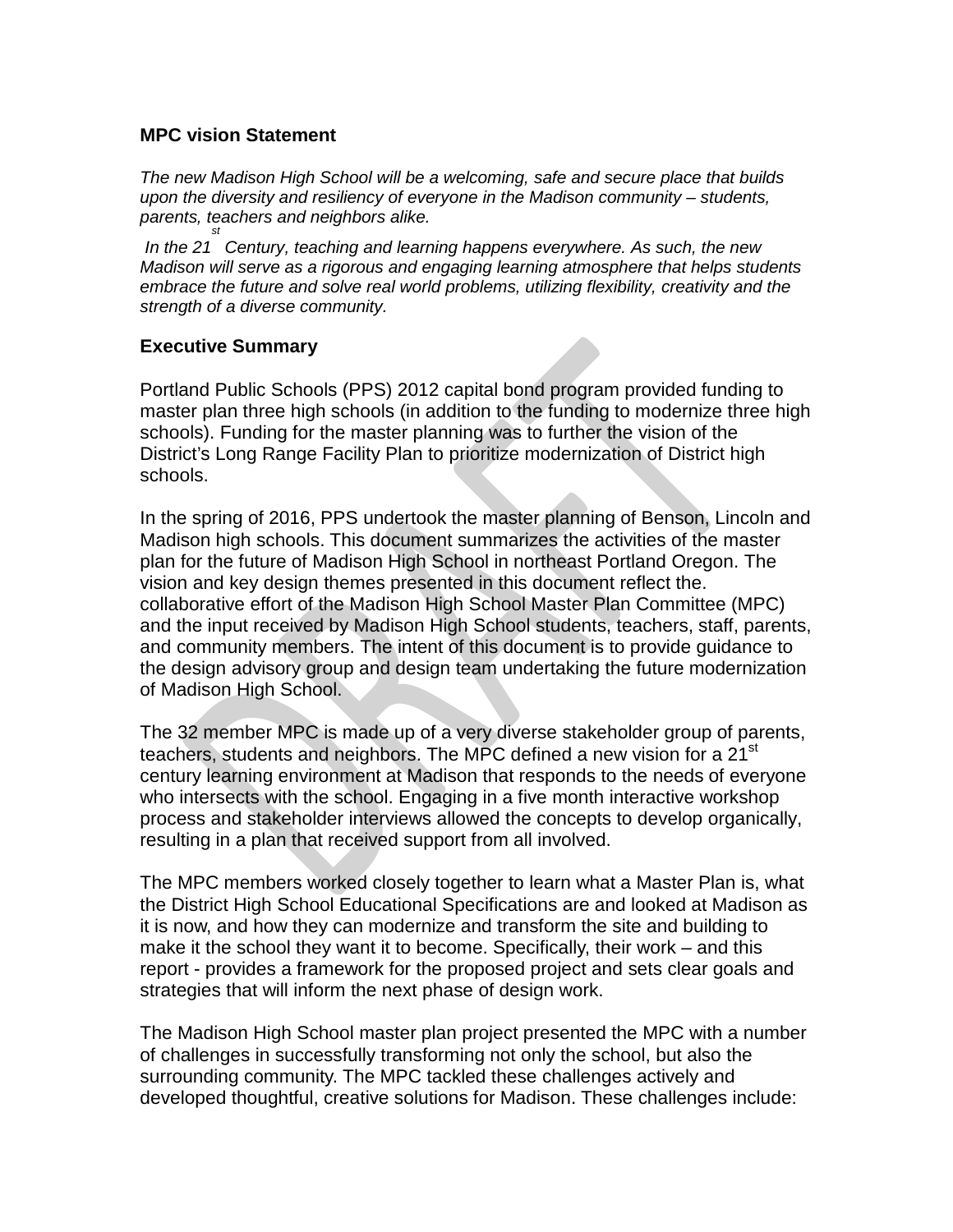## MPC vision Statement

*The new Madison High School will be a welcoming, safe and secure place that builds upon the diversity and resiliency of everyone in the Madison community – students, parents, teachers and neighbors alike.*

*In the 21st Century, teaching and learning happens everywhere. As such, the new Madison will serve as a rigorous and engaging learning atmosphere that helps students embrace the future and solve real world problems, utilizing flexibility, creativity and the strength of a diverse community.*

## Executive Summary

Portland Public Schools (PPS) 2012 capital bond program provided funding to master plan three high schools (in addition to the funding to modernize three high schools). Funding for the master planning was to further the vision of the District's Long Range Facility Plan to prioritize modernization of District high schools.

In the spring of 2016, PPS undertook the master planning of Benson, Lincoln and Madison high schools. This document summarizes the activities of the master plan for the future of Madison High School in northeast Portland Oregon. The vision and key design themes presented in this document reflect the. collaborative effort of the Madison High School Master Plan Committee (MPC) and the input received by Madison High School students, teachers, staff, parents, and community members. The intent of this document is to provide guidance to the design advisory group and design team undertaking the future modernization of Madison High School.

The 32 member MPC is made up of a very diverse stakeholder group of parents, teachers, students and neighbors. The MPC defined a new vision for a 21st century learning environment at Madison that responds to the needs of everyone who intersects with the school. Engaging in a five month interactive workshop process and stakeholder interviews allowed the concepts to develop organically, resulting in a plan that received support from all involved.

The MPC members worked closely together to learn what a Master Plan is, what the District High School Educational Specifications are and looked at Madison as it is now, and how they can modernize and transform the site and building to make it the school they want it to become. Specifically, their work – and this report - provides a framework for the proposed project and sets clear goals and strategies that will inform the next phase of design work.

The Madison High School master plan project presented the MPC with a number of challenges in successfully transforming not only the school, but also the surrounding community. The MPC tackled these challenges actively and developed thoughtful, creative solutions for Madison. These challenges include: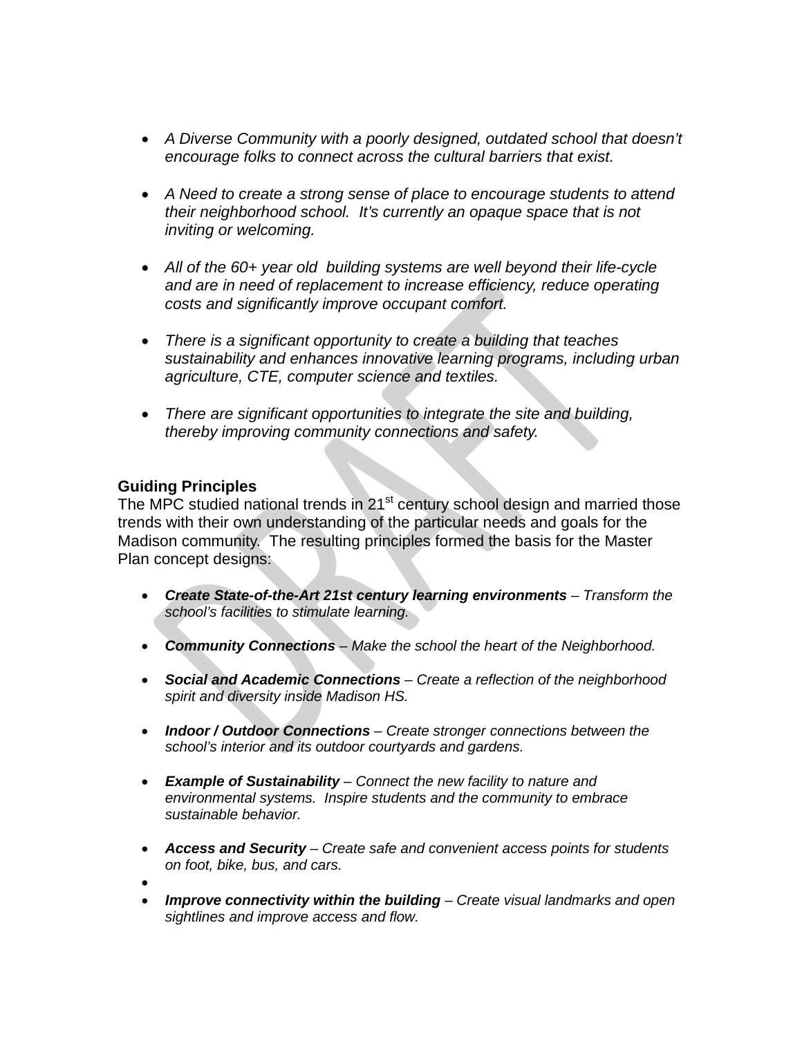- *A Diverse Community with a poorly designed, outdated school that doesn't encourage folks to connect across the cultural barriers that exist.*

- *A Need to create a strong sense of place to encourage students to attend their neighborhood school. It's currently an opaque space that is not inviting or welcoming.*

- *All of the 60+ year old building systems are well beyond their life-cycle and are in need of replacement to increase efficiency, reduce operating costs and significantly improve occupant comfort.*

- *There is a significant opportunity to create a building that teaches sustainability and enhances innovative learning programs, including urban agriculture, CTE, computer science and textiles.*

- *There are significant opportunities to integrate the site and building, thereby improving community connections and safety.*

**Guiding Principles**

The MPC studied national trends in 21st century school design and married those trends with their own understanding of the particular needs and goals for the Madison community. The resulting principles formed the basis for the Master Plan concept designs:

- ***Create State-of-the-Art 21st century learning environments*** – *Transform the school's facilities to stimulate learning.*

- ***Community Connections*** – *Make the school the heart of the Neighborhood.*

- ***Social and Academic Connections*** – *Create a reflection of the neighborhood spirit and diversity inside Madison HS.*

- ***Indoor / Outdoor Connections*** – *Create stronger connections between the school's interior and its outdoor courtyards and gardens.*

- ***Example of Sustainability*** – *Connect the new facility to nature and environmental systems. Inspire students and the community to embrace sustainable behavior.*

- ***Access and Security*** – *Create safe and convenient access points for students on foot, bike, bus, and cars.*

- ***Improve connectivity within the building*** – *Create visual landmarks and open sightlines and improve access and flow.*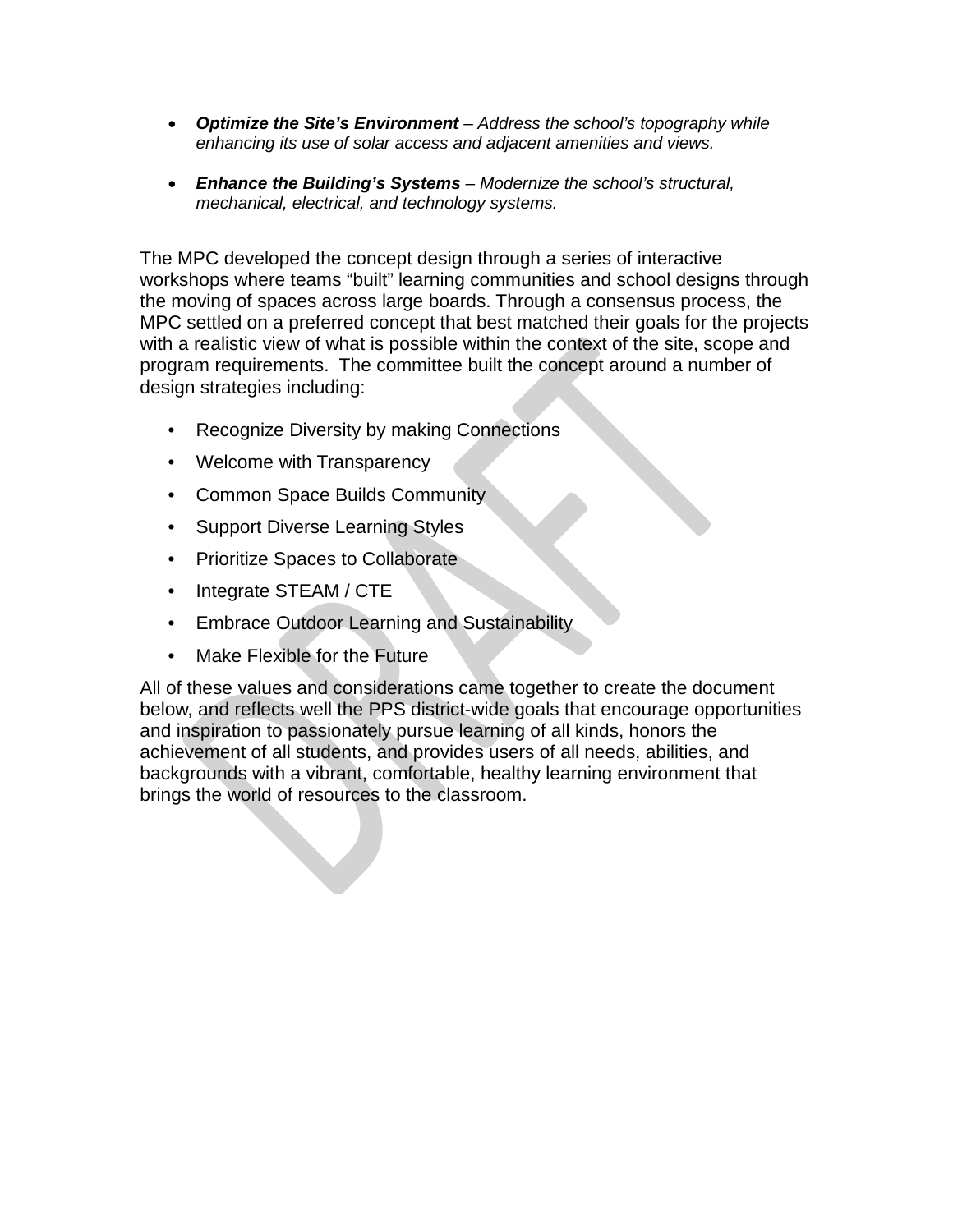- ***Optimize the Site's Environment*** *– Address the school's topography while enhancing its use of solar access and adjacent amenities and views.*

- ***Enhance the Building's Systems*** *– Modernize the school's structural, mechanical, electrical, and technology systems.*

The MPC developed the concept design through a series of interactive workshops where teams "built" learning communities and school designs through the moving of spaces across large boards. Through a consensus process, the MPC settled on a preferred concept that best matched their goals for the projects with a realistic view of what is possible within the context of the site, scope and program requirements. The committee built the concept around a number of design strategies including:

- Recognize Diversity by making Connections
- Welcome with Transparency
- Common Space Builds Community
- Support Diverse Learning Styles
- Prioritize Spaces to Collaborate
- Integrate STEAM / CTE
- Embrace Outdoor Learning and Sustainability
- Make Flexible for the Future

All of these values and considerations came together to create the document below, and reflects well the PPS district-wide goals that encourage opportunities and inspiration to passionately pursue learning of all kinds, honors the achievement of all students, and provides users of all needs, abilities, and backgrounds with a vibrant, comfortable, healthy learning environment that brings the world of resources to the classroom.